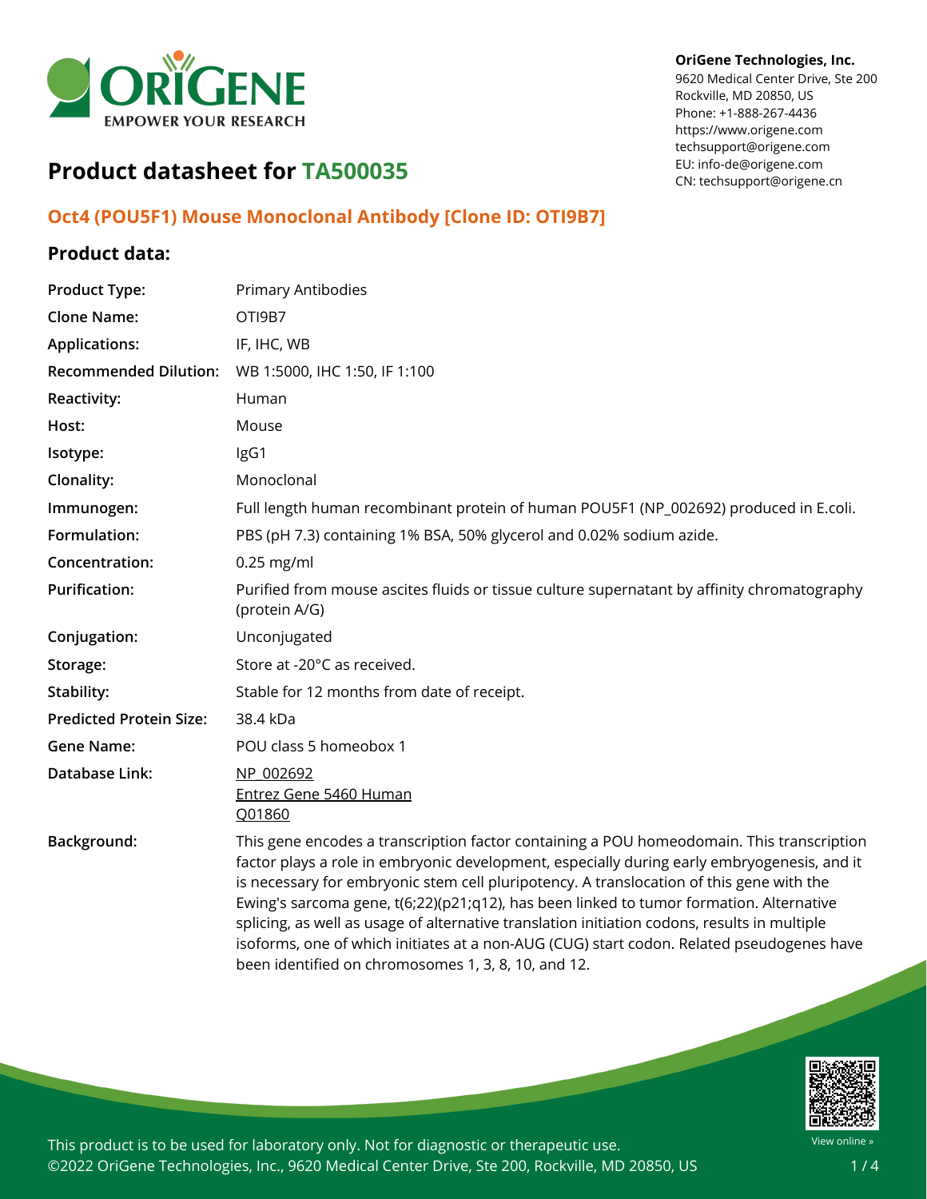**OriGene Technologies, Inc.**
9620 Medical Center Drive, Ste 200
Rockville, MD 20850, US
Phone: +1-888-267-4436
https://www.origene.com
techsupport@origene.com
EU: info-de@origene.com
CN: techsupport@origene.cn

# Product datasheet for TA500035

## Oct4 (POU5F1) Mouse Monoclonal Antibody [Clone ID: OTI9B7]

### Product data:

| | |
|---|---|
| **Product Type:** | Primary Antibodies |
| **Clone Name:** | OTI9B7 |
| **Applications:** | IF, IHC, WB |
| **Recommended Dilution:** | WB 1:5000, IHC 1:50, IF 1:100 |
| **Reactivity:** | Human |
| **Host:** | Mouse |
| **Isotype:** | IgG1 |
| **Clonality:** | Monoclonal |
| **Immunogen:** | Full length human recombinant protein of human POU5F1 (NP_002692) produced in E.coli. |
| **Formulation:** | PBS (pH 7.3) containing 1% BSA, 50% glycerol and 0.02% sodium azide. |
| **Concentration:** | 0.25 mg/ml |
| **Purification:** | Purified from mouse ascites fluids or tissue culture supernatant by affinity chromatography (protein A/G) |
| **Conjugation:** | Unconjugated |
| **Storage:** | Store at -20°C as received. |
| **Stability:** | Stable for 12 months from date of receipt. |
| **Predicted Protein Size:** | 38.4 kDa |
| **Gene Name:** | POU class 5 homeobox 1 |
| **Database Link:** | NP_002692<br>Entrez Gene 5460 Human<br>Q01860 |
| **Background:** | This gene encodes a transcription factor containing a POU homeodomain. This transcription factor plays a role in embryonic development, especially during early embryogenesis, and it is necessary for embryonic stem cell pluripotency. A translocation of this gene with the Ewing's sarcoma gene, t(6;22)(p21;q12), has been linked to tumor formation. Alternative splicing, as well as usage of alternative translation initiation codons, results in multiple isoforms, one of which initiates at a non-AUG (CUG) start codon. Related pseudogenes have been identified on chromosomes 1, 3, 8, 10, and 12. |

This product is to be used for laboratory only. Not for diagnostic or therapeutic use.
©2022 OriGene Technologies, Inc., 9620 Medical Center Drive, Ste 200, Rockville, MD 20850, US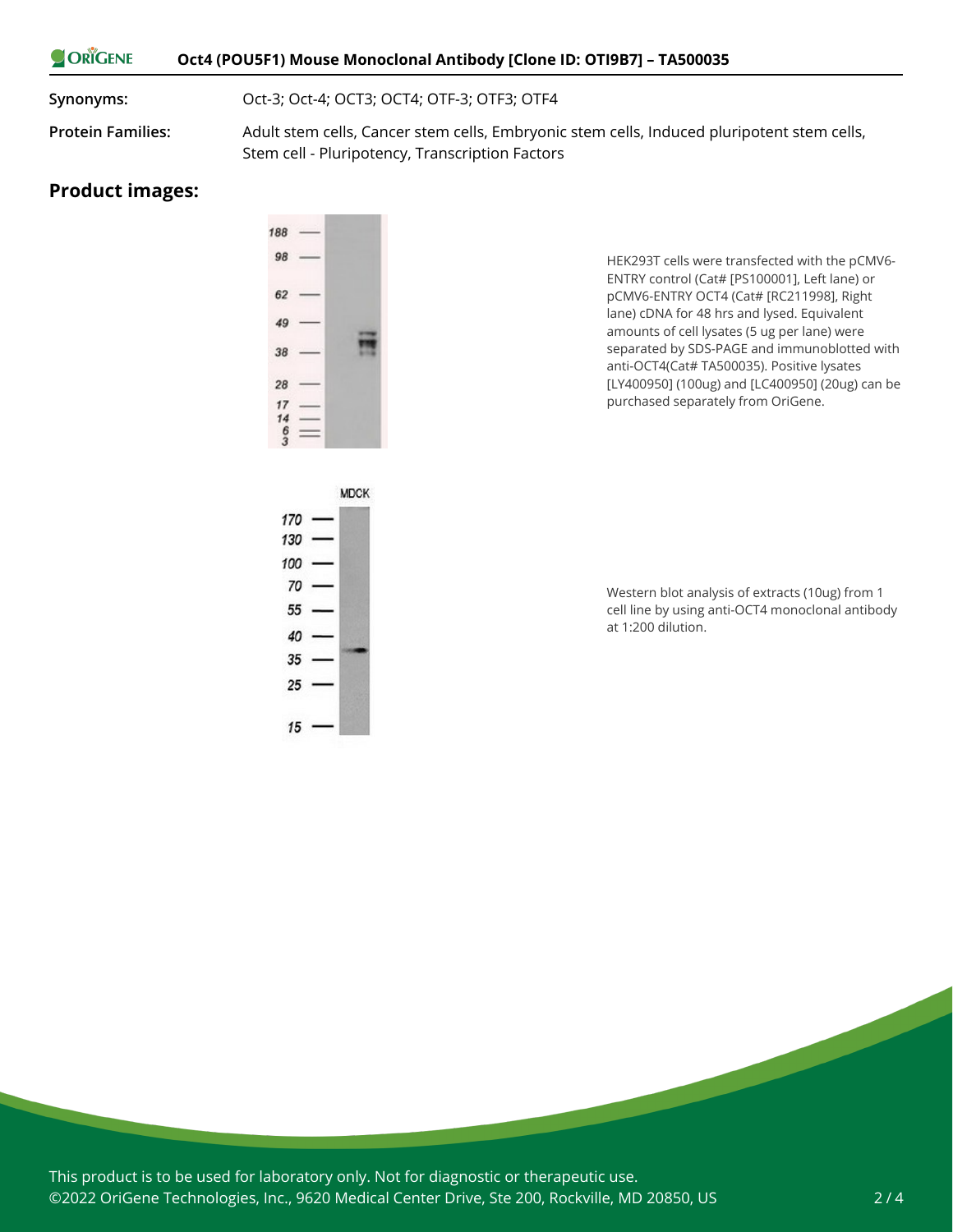**Synonyms:** Oct-3; Oct-4; OCT3; OCT4; OTF-3; OTF3; OTF4

**Protein Families:** Adult stem cells, Cancer stem cells, Embryonic stem cells, Induced pluripotent stem cells, Stem cell - Pluripotency, Transcription Factors

## Product images:

HEK293T cells were transfected with the pCMV6-ENTRY control (Cat# [PS100001], Left lane) or pCMV6-ENTRY OCT4 (Cat# [RC211998], Right lane) cDNA for 48 hrs and lysed. Equivalent amounts of cell lysates (5 ug per lane) were separated by SDS-PAGE and immunoblotted with anti-OCT4(Cat# TA500035). Positive lysates [LY400950] (100ug) and [LC400950] (20ug) can be purchased separately from OriGene.

Western blot analysis of extracts (10ug) from 1 cell line by using anti-OCT4 monoclonal antibody at 1:200 dilution.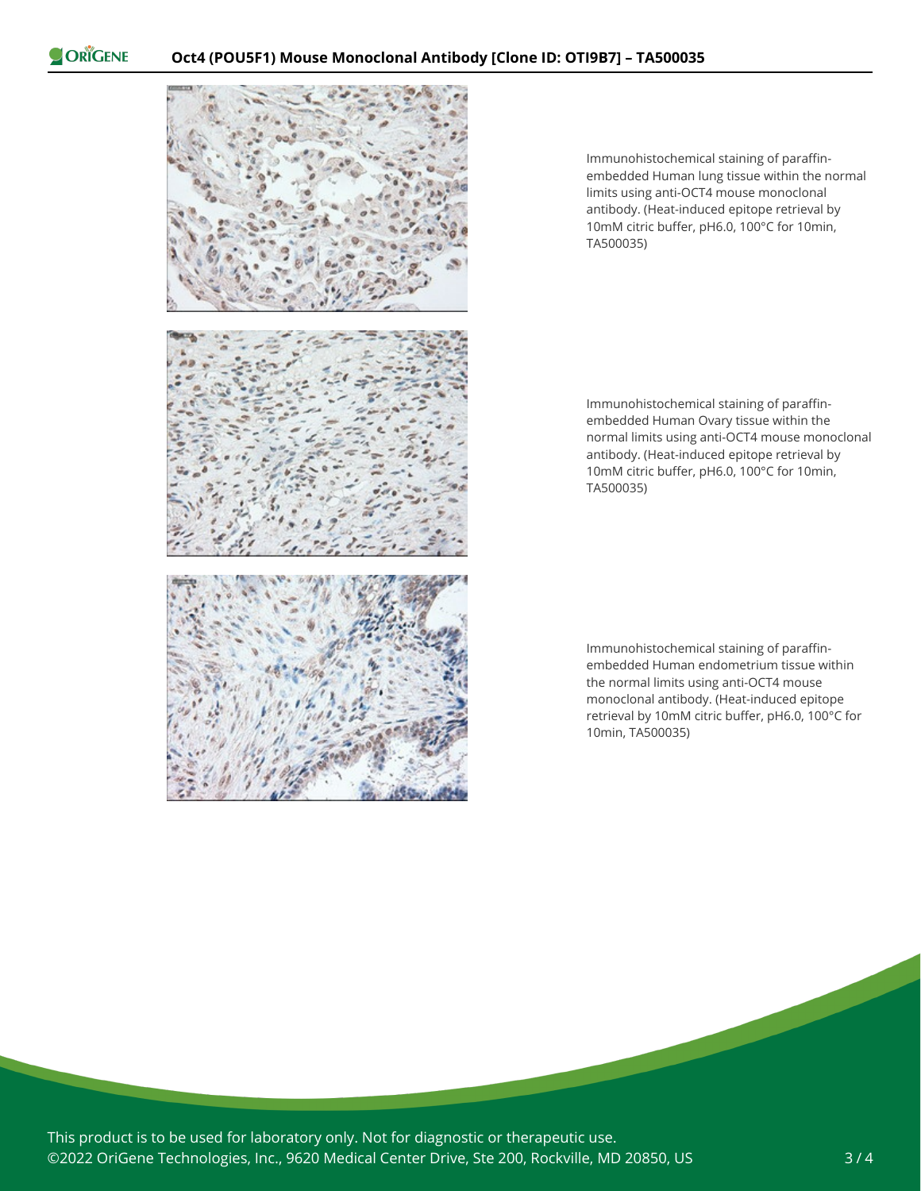Immunohistochemical staining of paraffin-embedded Human lung tissue within the normal limits using anti-OCT4 mouse monoclonal antibody. (Heat-induced epitope retrieval by 10mM citric buffer, pH6.0, 100°C for 10min, TA500035)

Immunohistochemical staining of paraffin-embedded Human Ovary tissue within the normal limits using anti-OCT4 mouse monoclonal antibody. (Heat-induced epitope retrieval by 10mM citric buffer, pH6.0, 100°C for 10min, TA500035)

Immunohistochemical staining of paraffin-embedded Human endometrium tissue within the normal limits using anti-OCT4 mouse monoclonal antibody. (Heat-induced epitope retrieval by 10mM citric buffer, pH6.0, 100°C for 10min, TA500035)

This product is to be used for laboratory only. Not for diagnostic or therapeutic use.
©2022 OriGene Technologies, Inc., 9620 Medical Center Drive, Ste 200, Rockville, MD 20850, US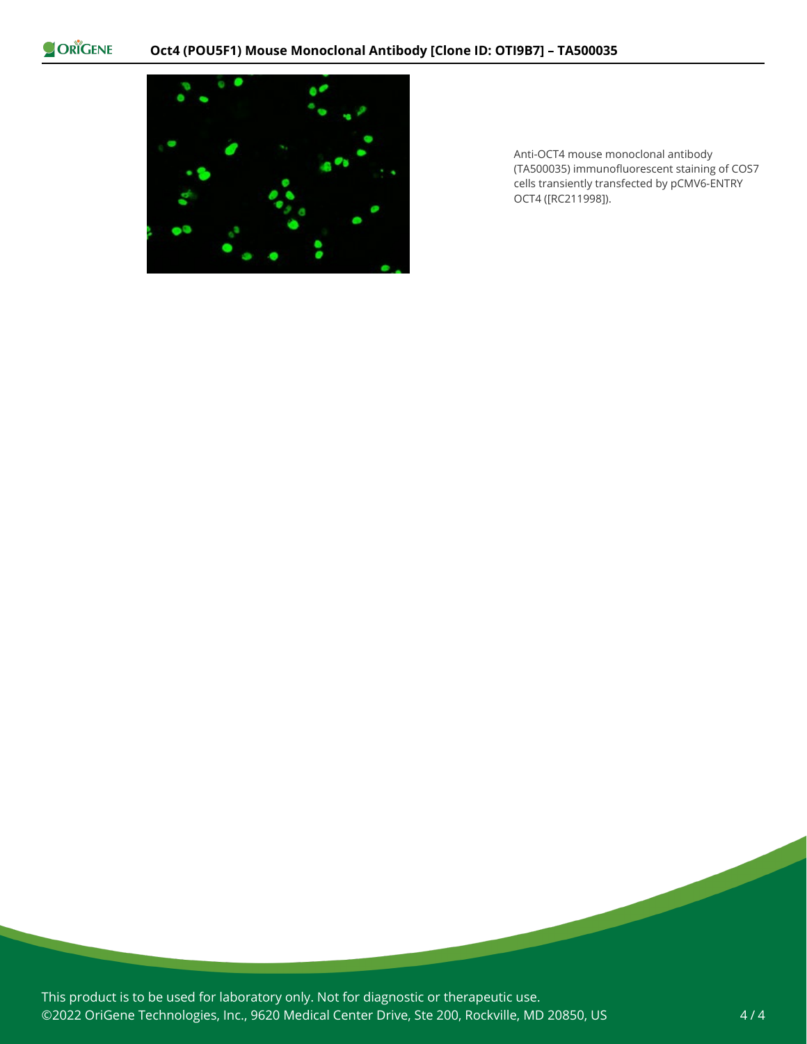Anti-OCT4 mouse monoclonal antibody (TA500035) immunofluorescent staining of COS7 cells transiently transfected by pCMV6-ENTRY OCT4 ([RC211998]).